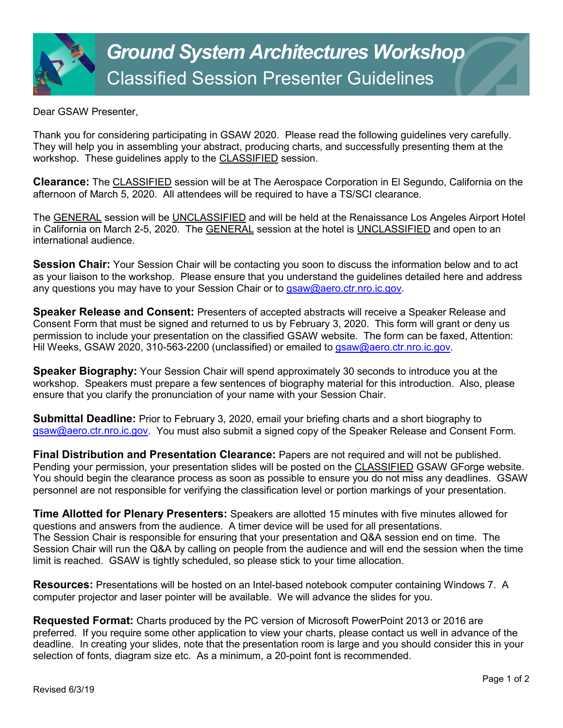# Ground System Architectures Workshop

## Classified Session Presenter Guidelines

Dear GSAW Presenter,

Thank you for considering participating in GSAW 2020. Please read the following guidelines very carefully. They will help you in assembling your abstract, producing charts, and successfully presenting them at the workshop. These guidelines apply to the CLASSIFIED session.

**Clearance:** The CLASSIFIED session will be at The Aerospace Corporation in El Segundo, California on the afternoon of March 5, 2020. All attendees will be required to have a TS/SCI clearance.

The GENERAL session will be UNCLASSIFIED and will be held at the Renaissance Los Angeles Airport Hotel in California on March 2-5, 2020. The GENERAL session at the hotel is UNCLASSIFIED and open to an international audience.

**Session Chair:** Your Session Chair will be contacting you soon to discuss the information below and to act as your liaison to the workshop. Please ensure that you understand the guidelines detailed here and address any questions you may have to your Session Chair or to gsaw@aero.ctr.nro.ic.gov.

**Speaker Release and Consent:** Presenters of accepted abstracts will receive a Speaker Release and Consent Form that must be signed and returned to us by February 3, 2020. This form will grant or deny us permission to include your presentation on the classified GSAW website. The form can be faxed, Attention: Hil Weeks, GSAW 2020, 310-563-2200 (unclassified) or emailed to gsaw@aero.ctr.nro.ic.gov.

**Speaker Biography:** Your Session Chair will spend approximately 30 seconds to introduce you at the workshop. Speakers must prepare a few sentences of biography material for this introduction. Also, please ensure that you clarify the pronunciation of your name with your Session Chair.

**Submittal Deadline:** Prior to February 3, 2020, email your briefing charts and a short biography to gsaw@aero.ctr.nro.ic.gov. You must also submit a signed copy of the Speaker Release and Consent Form.

**Final Distribution and Presentation Clearance:** Papers are not required and will not be published. Pending your permission, your presentation slides will be posted on the CLASSIFIED GSAW GForge website. You should begin the clearance process as soon as possible to ensure you do not miss any deadlines. GSAW personnel are not responsible for verifying the classification level or portion markings of your presentation.

**Time Allotted for Plenary Presenters:** Speakers are allotted 15 minutes with five minutes allowed for questions and answers from the audience. A timer device will be used for all presentations. The Session Chair is responsible for ensuring that your presentation and Q&A session end on time. The Session Chair will run the Q&A by calling on people from the audience and will end the session when the time limit is reached. GSAW is tightly scheduled, so please stick to your time allocation.

**Resources:** Presentations will be hosted on an Intel-based notebook computer containing Windows 7. A computer projector and laser pointer will be available. We will advance the slides for you.

**Requested Format:** Charts produced by the PC version of Microsoft PowerPoint 2013 or 2016 are preferred. If you require some other application to view your charts, please contact us well in advance of the deadline. In creating your slides, note that the presentation room is large and you should consider this in your selection of fonts, diagram size etc. As a minimum, a 20-point font is recommended.

Revised 6/3/19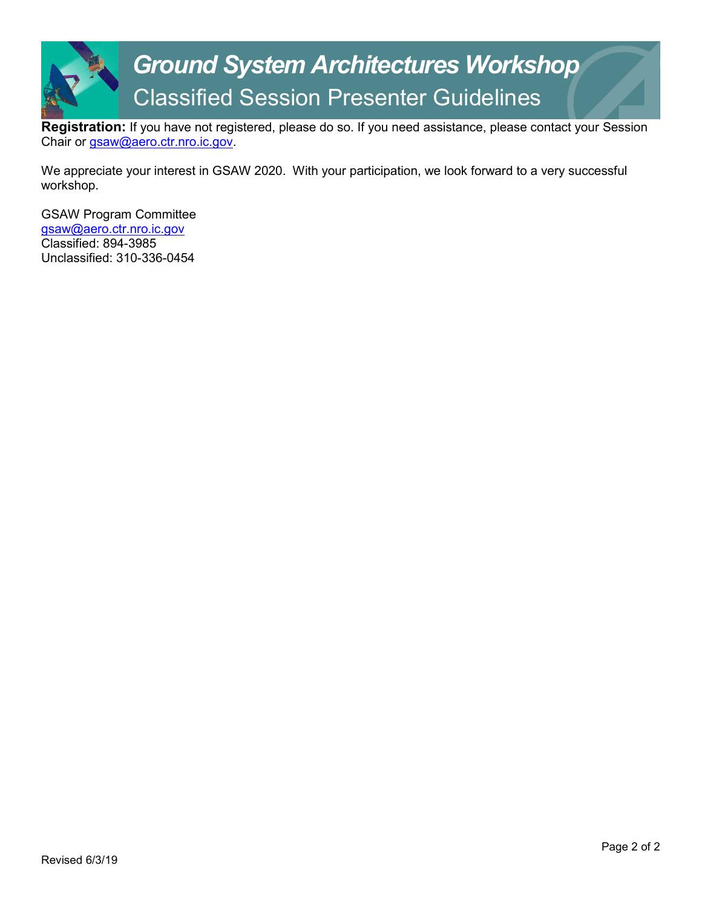# Ground System Architectures Workshop

## Classified Session Presenter Guidelines

**Registration:** If you have not registered, please do so. If you need assistance, please contact your Session Chair or gsaw@aero.ctr.nro.ic.gov.

We appreciate your interest in GSAW 2020. With your participation, we look forward to a very successful workshop.

GSAW Program Committee
gsaw@aero.ctr.nro.ic.gov
Classified: 894-3985
Unclassified: 310-336-0454

Revised 6/3/19